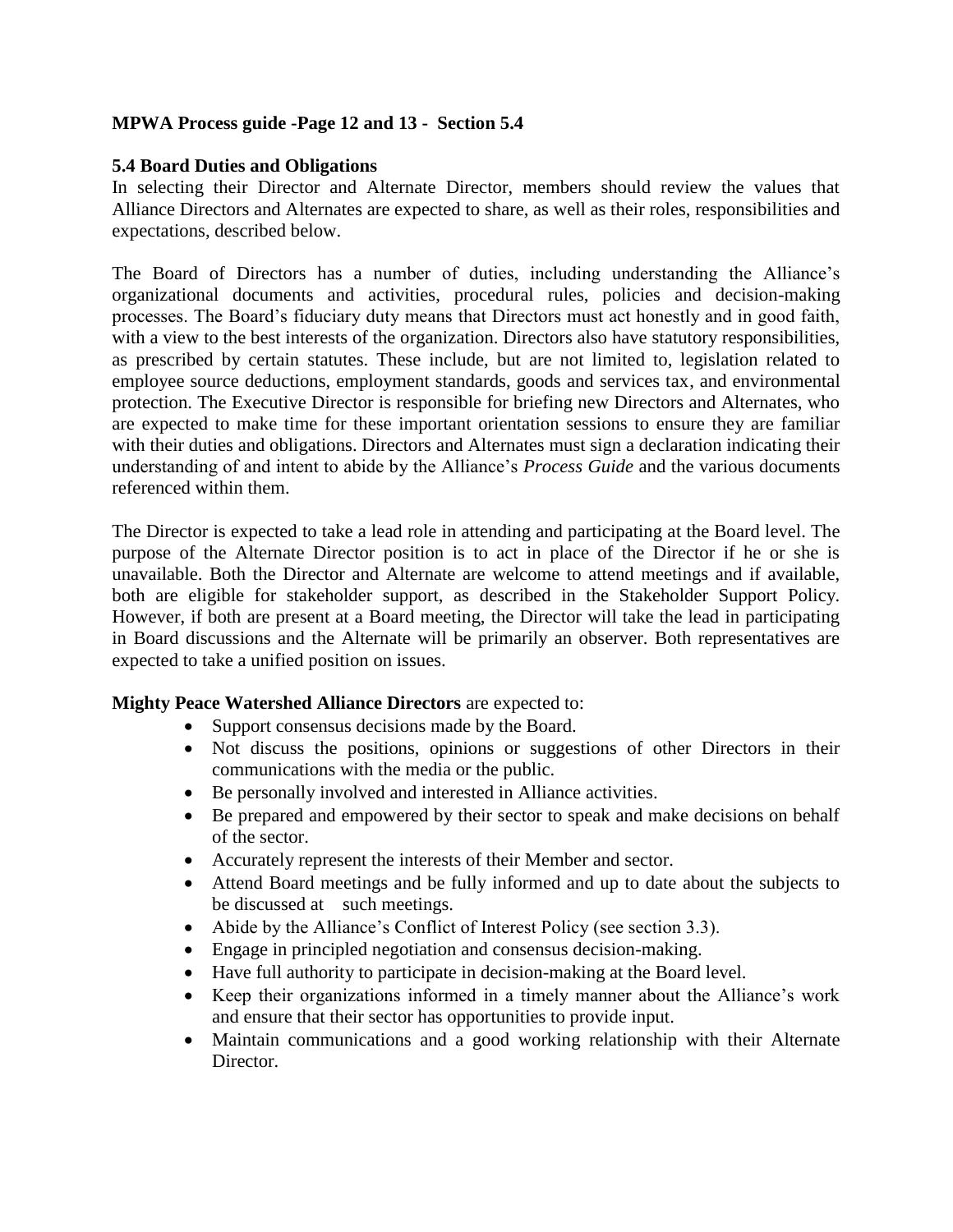**MPWA Process guide -Page 12 and 13 - Section 5.4**

## 5.4 Board Duties and Obligations

In selecting their Director and Alternate Director, members should review the values that Alliance Directors and Alternates are expected to share, as well as their roles, responsibilities and expectations, described below.

The Board of Directors has a number of duties, including understanding the Alliance's organizational documents and activities, procedural rules, policies and decision-making processes. The Board's fiduciary duty means that Directors must act honestly and in good faith, with a view to the best interests of the organization. Directors also have statutory responsibilities, as prescribed by certain statutes. These include, but are not limited to, legislation related to employee source deductions, employment standards, goods and services tax, and environmental protection. The Executive Director is responsible for briefing new Directors and Alternates, who are expected to make time for these important orientation sessions to ensure they are familiar with their duties and obligations. Directors and Alternates must sign a declaration indicating their understanding of and intent to abide by the Alliance's *Process Guide* and the various documents referenced within them.

The Director is expected to take a lead role in attending and participating at the Board level. The purpose of the Alternate Director position is to act in place of the Director if he or she is unavailable. Both the Director and Alternate are welcome to attend meetings and if available, both are eligible for stakeholder support, as described in the Stakeholder Support Policy. However, if both are present at a Board meeting, the Director will take the lead in participating in Board discussions and the Alternate will be primarily an observer. Both representatives are expected to take a unified position on issues.

**Mighty Peace Watershed Alliance Directors** are expected to:

- Support consensus decisions made by the Board.
- Not discuss the positions, opinions or suggestions of other Directors in their communications with the media or the public.
- Be personally involved and interested in Alliance activities.
- Be prepared and empowered by their sector to speak and make decisions on behalf of the sector.
- Accurately represent the interests of their Member and sector.
- Attend Board meetings and be fully informed and up to date about the subjects to be discussed at such meetings.
- Abide by the Alliance's Conflict of Interest Policy (see section 3.3).
- Engage in principled negotiation and consensus decision-making.
- Have full authority to participate in decision-making at the Board level.
- Keep their organizations informed in a timely manner about the Alliance's work and ensure that their sector has opportunities to provide input.
- Maintain communications and a good working relationship with their Alternate Director.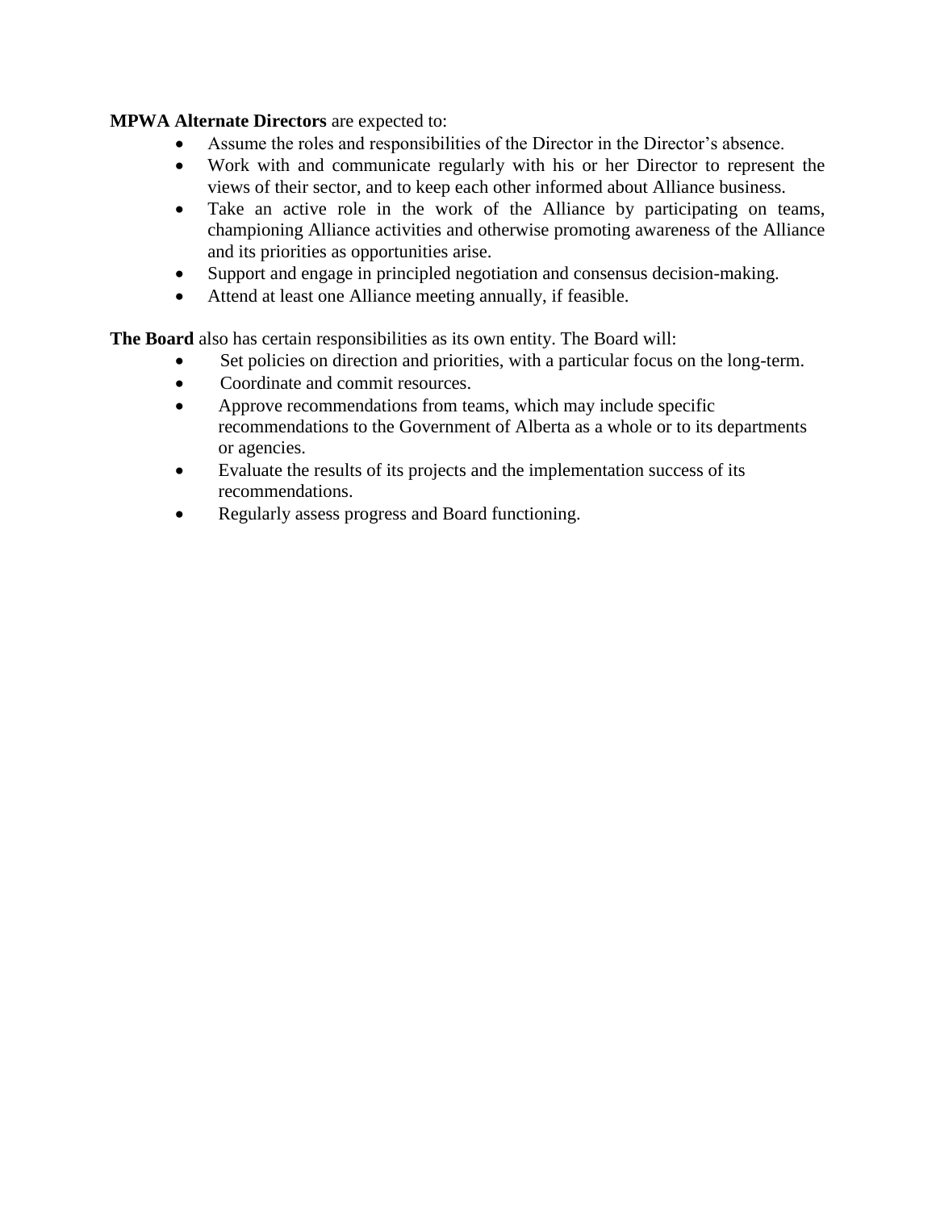**MPWA Alternate Directors** are expected to:

- Assume the roles and responsibilities of the Director in the Director's absence.
- Work with and communicate regularly with his or her Director to represent the views of their sector, and to keep each other informed about Alliance business.
- Take an active role in the work of the Alliance by participating on teams, championing Alliance activities and otherwise promoting awareness of the Alliance and its priorities as opportunities arise.
- Support and engage in principled negotiation and consensus decision-making.
- Attend at least one Alliance meeting annually, if feasible.

**The Board** also has certain responsibilities as its own entity. The Board will:

- Set policies on direction and priorities, with a particular focus on the long-term.
- Coordinate and commit resources.
- Approve recommendations from teams, which may include specific recommendations to the Government of Alberta as a whole or to its departments or agencies.
- Evaluate the results of its projects and the implementation success of its recommendations.
- Regularly assess progress and Board functioning.